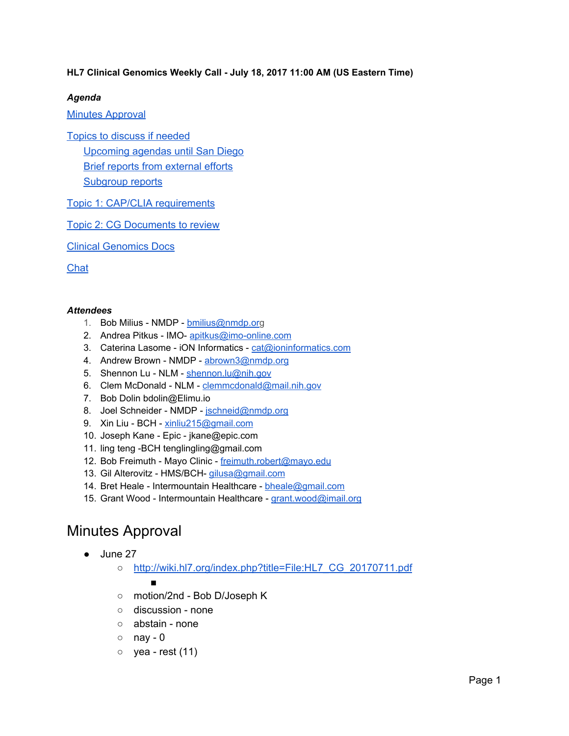**HL7 Clinical Genomics Weekly Call - July 18, 2017 11:00 AM (US Eastern Time)**

***Agenda***

[Minutes Approval](#)

[Topics to discuss if needed](#)

- [Upcoming agendas until San Diego](#)
- [Brief reports from external efforts](#)
- [Subgroup reports](#)

[Topic 1: CAP/CLIA requirements](#)

[Topic 2: CG Documents to review](#)

[Clinical Genomics Docs](#)

[Chat](#)

***Attendees***

1. Bob Milius - NMDP - bmilius@nmdp.org
2. Andrea Pitkus - IMO- apitkus@imo-online.com
3. Caterina Lasome - iON Informatics - cat@ioninformatics.com
4. Andrew Brown - NMDP - abrown3@nmdp.org
5. Shennon Lu - NLM - shennon.lu@nih.gov
6. Clem McDonald - NLM - clemmcdonald@mail.nih.gov
7. Bob Dolin bdolin@Elimu.io
8. Joel Schneider - NMDP - jschneid@nmdp.org
9. Xin Liu - BCH - xinliu215@gmail.com
10. Joseph Kane - Epic - jkane@epic.com
11. ling teng -BCH tenglingling@gmail.com
12. Bob Freimuth - Mayo Clinic - freimuth.robert@mayo.edu
13. Gil Alterovitz - HMS/BCH- gilusa@gmail.com
14. Bret Heale - Intermountain Healthcare - bheale@gmail.com
15. Grant Wood - Intermountain Healthcare - grant.wood@imail.org

# Minutes Approval

- June 27
  - http://wiki.hl7.org/index.php?title=File:HL7_CG_20170711.pdf
    -  
  - motion/2nd - Bob D/Joseph K
  - discussion - none
  - abstain - none
  - nay - 0
  - yea - rest (11)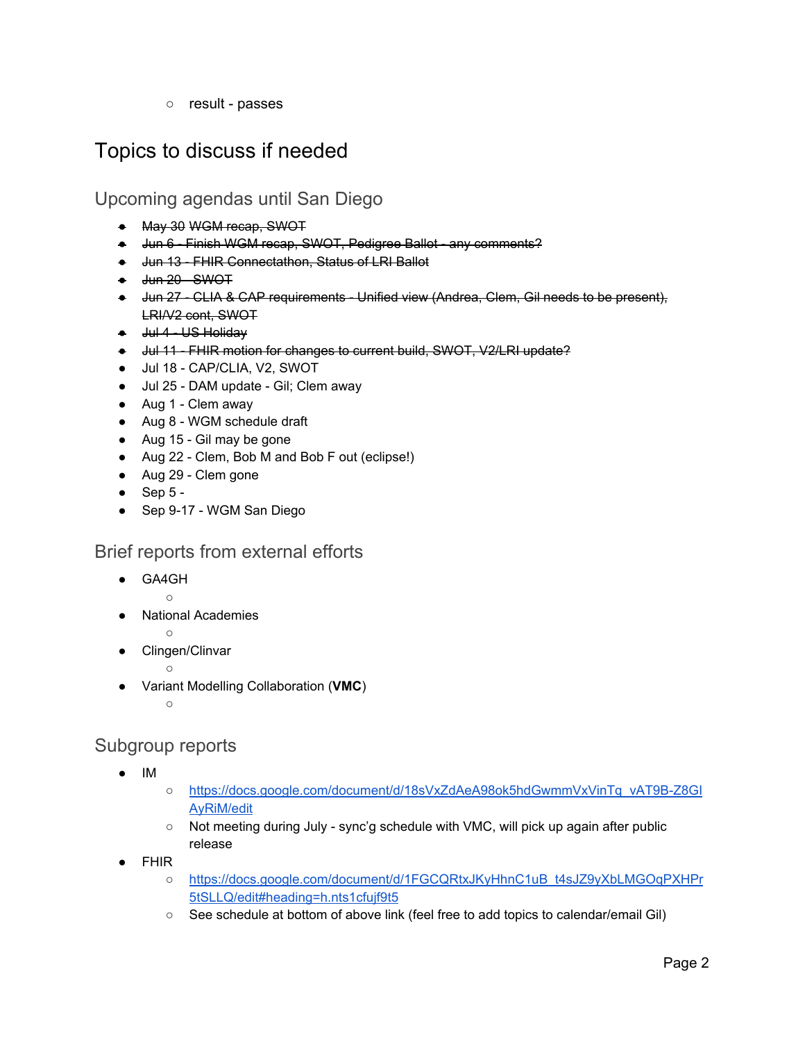- result - passes

# Topics to discuss if needed

## Upcoming agendas until San Diego

- ~~May 30 WGM recap, SWOT~~
- ~~Jun 6 - Finish WGM recap, SWOT, Pedigree Ballot - any comments?~~
- ~~Jun 13 - FHIR Connectathon, Status of LRI Ballot~~
- ~~Jun 20 - SWOT~~
- ~~Jun 27 - CLIA & CAP requirements - Unified view (Andrea, Clem, Gil needs to be present), LRI/V2 cont, SWOT~~
- ~~Jul 4 - US Holiday~~
- ~~Jul 11 - FHIR motion for changes to current build, SWOT, V2/LRI update?~~
- Jul 18 - CAP/CLIA, V2, SWOT
- Jul 25 - DAM update - Gil; Clem away
- Aug 1 - Clem away
- Aug 8 - WGM schedule draft
- Aug 15 - Gil may be gone
- Aug 22 - Clem, Bob M and Bob F out (eclipse!)
- Aug 29 - Clem gone
- Sep 5 -
- Sep 9-17 - WGM San Diego

## Brief reports from external efforts

- GA4GH
  - 
- National Academies
  - 
- Clingen/Clinvar
  - 
- Variant Modelling Collaboration (**VMC**)
  - 

## Subgroup reports

- IM
  - https://docs.google.com/document/d/18sVxZdAeA98ok5hdGwmmVxVinTq_vAT9B-Z8GIAyRiM/edit
  - Not meeting during July - sync'g schedule with VMC, will pick up again after public release
- FHIR
  - https://docs.google.com/document/d/1FGCQRtxJKyHhnC1uB_t4sJZ9yXbLMGOqPXHPr5tSLLQ/edit#heading=h.nts1cfujf9t5
  - See schedule at bottom of above link (feel free to add topics to calendar/email Gil)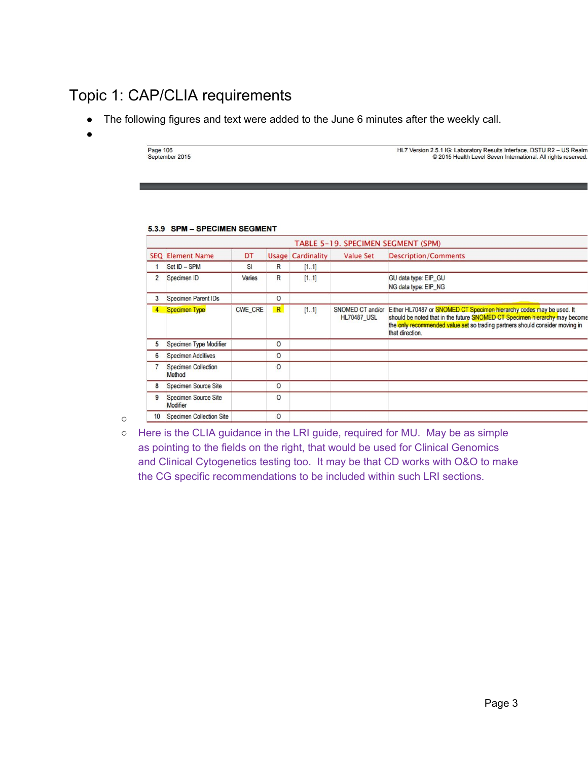# Topic 1: CAP/CLIA requirements

- The following figures and text were added to the June 6 minutes after the well call.
-

Page 106
September 2015

HL7 Version 2.5.1 IG: Laboratory Results Interface, DSTU R2 – US Realm
© 2015 Health Level Seven International. All rights reserved.

### 5.3.9 SPM – SPECIMEN SEGMENT

TABLE 5-19. SPECIMEN SEGMENT (SPM)

| SEQ | Element Name | DT | Usage | Cardinality | Value Set | Description/Comments |
|---|---|---|---|---|---|---|
| 1 | Set ID – SPM | SI | R | [1..1] | | |
| 2 | Specimen ID | Varies | R | [1..1] | | GU data type: EIP_GU<br>NG data type: EIP_NG |
| 3 | Specimen Parent IDs | | O | | | |
| 4 | Specimen Type | CWE_CRE | R | [1..1] | SNOMED CT and/or HL70487_USL | Either HL70487 or SNOMED CT Specimen hierarchy codes may be used. It should be noted that in the future SNOMED CT Specimen hierarchy may become the only recommended value set so trading partners should consider moving in that direction. |
| 5 | Specimen Type Modifier | | O | | | |
| 6 | Specimen Additives | | O | | | |
| 7 | Specimen Collection Method | | O | | | |
| 8 | Specimen Source Site | | O | | | |
| 9 | Specimen Source Site Modifier | | O | | | |
| 10 | Specimen Collection Site | | O | | | |

- Here is the CLIA guidance in the LRI guide, required for MU. May be as simple as pointing to the fields on the right, that would be used for Clinical Genomics and Clinical Cytogenetics testing too. It may be that CD works with O&O to make the CG specific recommendations to be included within such LRI sections.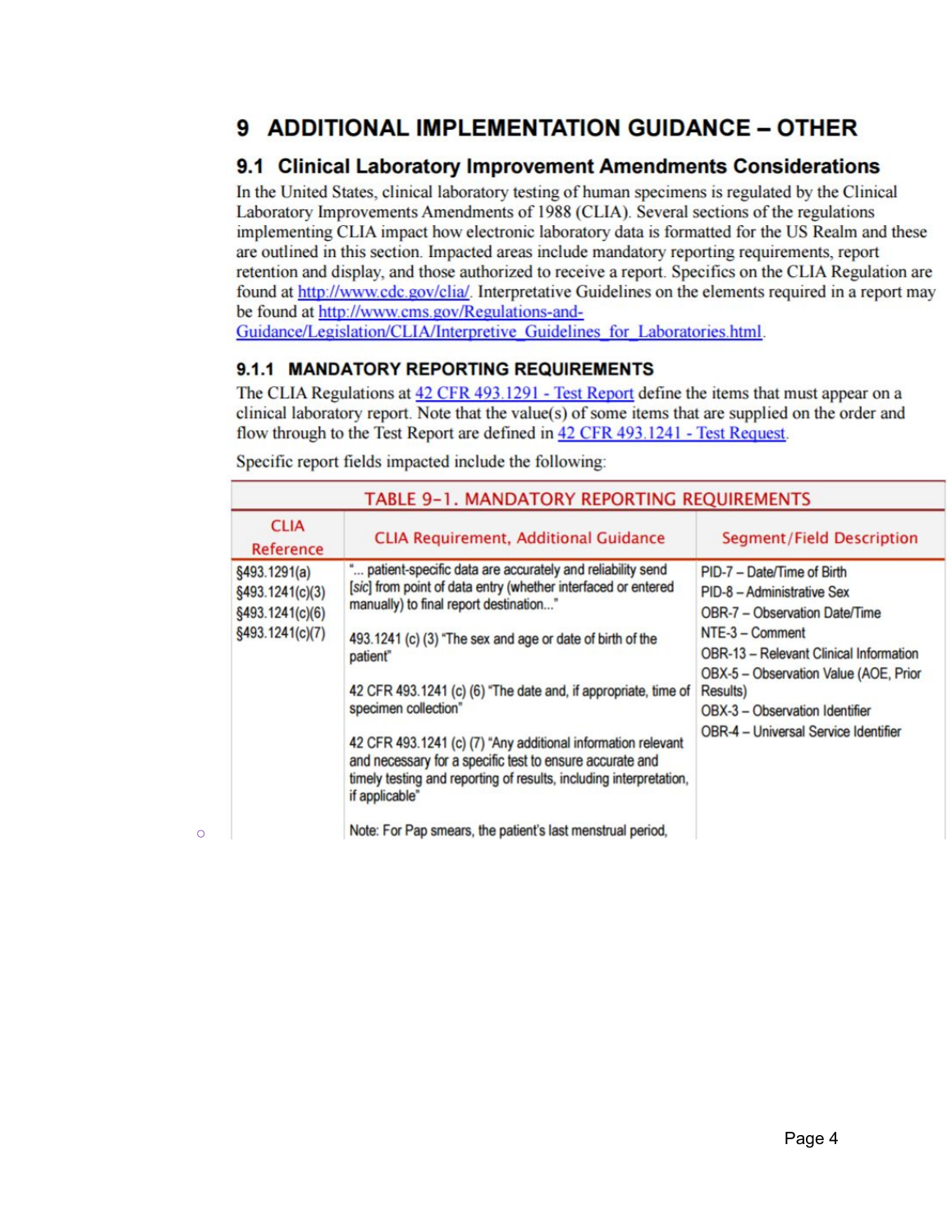# 9 ADDITIONAL IMPLEMENTATION GUIDANCE – OTHER

## 9.1 Clinical Laboratory Improvement Amendments Considerations

In the United States, clinical laboratory testing of human specimens is regulated by the Clinical Laboratory Improvements Amendments of 1988 (CLIA). Several sections of the regulations implementing CLIA impact how electronic laboratory data is formatted for the US Realm and these are outlined in this section. Impacted areas include mandatory reporting requirements, report retention and display, and those authorized to receive a report. Specifics on the CLIA Regulation are found at http://www.cdc.gov/clia/. Interpretative Guidelines on the elements required in a report may be found at http://www.cms.gov/Regulations-and-Guidance/Legislation/CLIA/Interpretive_Guidelines_for_Laboratories.html.

### 9.1.1 MANDATORY REPORTING REQUIREMENTS

The CLIA Regulations at 42 CFR 493.1291 - Test Report define the items that must appear on a clinical laboratory report. Note that the value(s) of some items that are supplied on the order and flow through to the Test Report are defined in 42 CFR 493.1241 - Test Request.

Specific report fields impacted include the following:

TABLE 9-1. MANDATORY REPORTING REQUIREMENTS

| CLIA Reference | CLIA Requirement, Additional Guidance | Segment/Field Description |
|---|---|---|
| §493.1291(a)<br>§493.1241(c)(3)<br>§493.1241(c)(6)<br>§493.1241(c)(7) | "... patient-specific data are accurately and reliability send [*sic*] from point of data entry (whether interfaced or entered manually) to final report destination..."<br><br>493.1241 (c) (3) "The sex and age or date of birth of the patient"<br><br>42 CFR 493.1241 (c) (6) "The date and, if appropriate, time of specimen collection"<br><br>42 CFR 493.1241 (c) (7) "Any additional information relevant and necessary for a specific test to ensure accurate and timely testing and reporting of results, including interpretation, if applicable"<br><br>Note: For Pap smears, the patient's last menstrual period, | PID-7 – Date/Time of Birth<br>PID-8 – Administrative Sex<br>OBR-7 – Observation Date/Time<br>NTE-3 – Comment<br>OBR-13 – Relevant Clinical Information<br>OBX-5 – Observation Value (AOE, Prior Results)<br>OBX-3 – Observation Identifier<br>OBR-4 – Universal Service Identifier |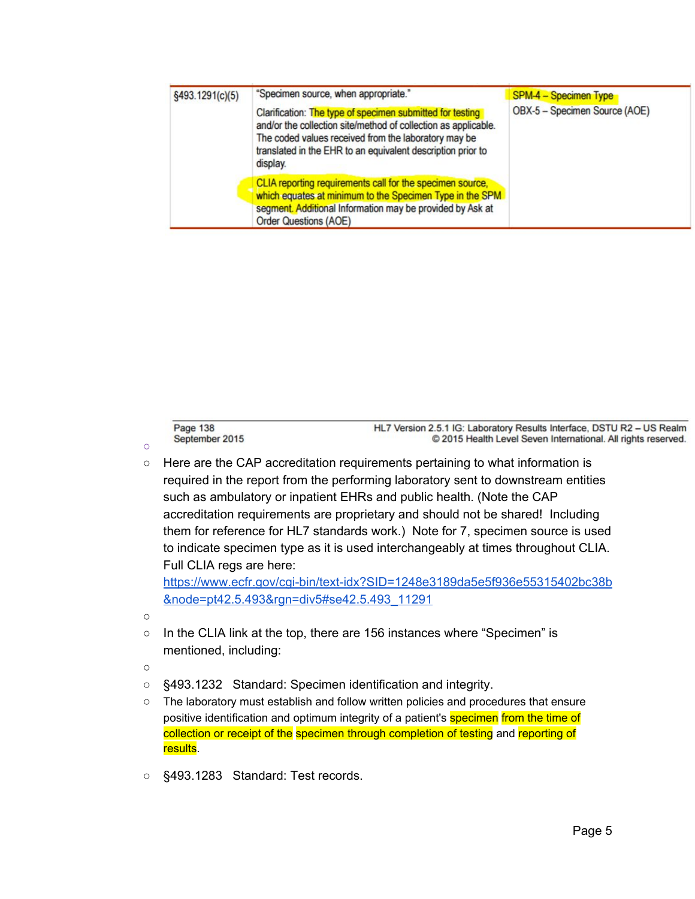| | | |
|---|---|---|
| §493.1291(c)(5) | "Specimen source, when appropriate." Clarification: The type of specimen submitted for testing and/or the collection site/method of collection as applicable. The coded values received from the laboratory may be translated in the EHR to an equivalent description prior to display. CLIA reporting requirements call for the specimen source, which equates at minimum to the Specimen Type in the SPM segment. Additional Information may be provided by Ask at Order Questions (AOE) | SPM-4 – Specimen Type OBX-5 – Specimen Source (AOE) |

Page 138 September 2015 — HL7 Version 2.5.1 IG: Laboratory Results Interface, DSTU R2 – US Realm © 2015 Health Level Seven International. All rights reserved.

- Here are the CAP accreditation requirements pertaining to what information is required in the report from the performing laboratory sent to downstream entities such as ambulatory or inpatient EHRs and public health. (Note the CAP accreditation requirements are proprietary and should not be shared! Including them for reference for HL7 standards work.) Note for 7, specimen source is used to indicate specimen type as it is used interchangeably at times throughout CLIA. Full CLIA regs are here: [https://www.ecfr.gov/cgi-bin/text-idx?SID=1248e3189da5e5f936e55315402bc38b&node=pt42.5.493&rgn=div5#se42.5.493_11291](https://www.ecfr.gov/cgi-bin/text-idx?SID=1248e3189da5e5f936e55315402bc38b&node=pt42.5.493&rgn=div5#se42.5.493_11291)
- In the CLIA link at the top, there are 156 instances where "Specimen" is mentioned, including:
- §493.1232 Standard: Specimen identification and integrity.
- The laboratory must establish and follow written policies and procedures that ensure positive identification and optimum integrity of a patient's specimen from the time of collection or receipt of the specimen through completion of testing and reporting of results.
- §493.1283 Standard: Test records.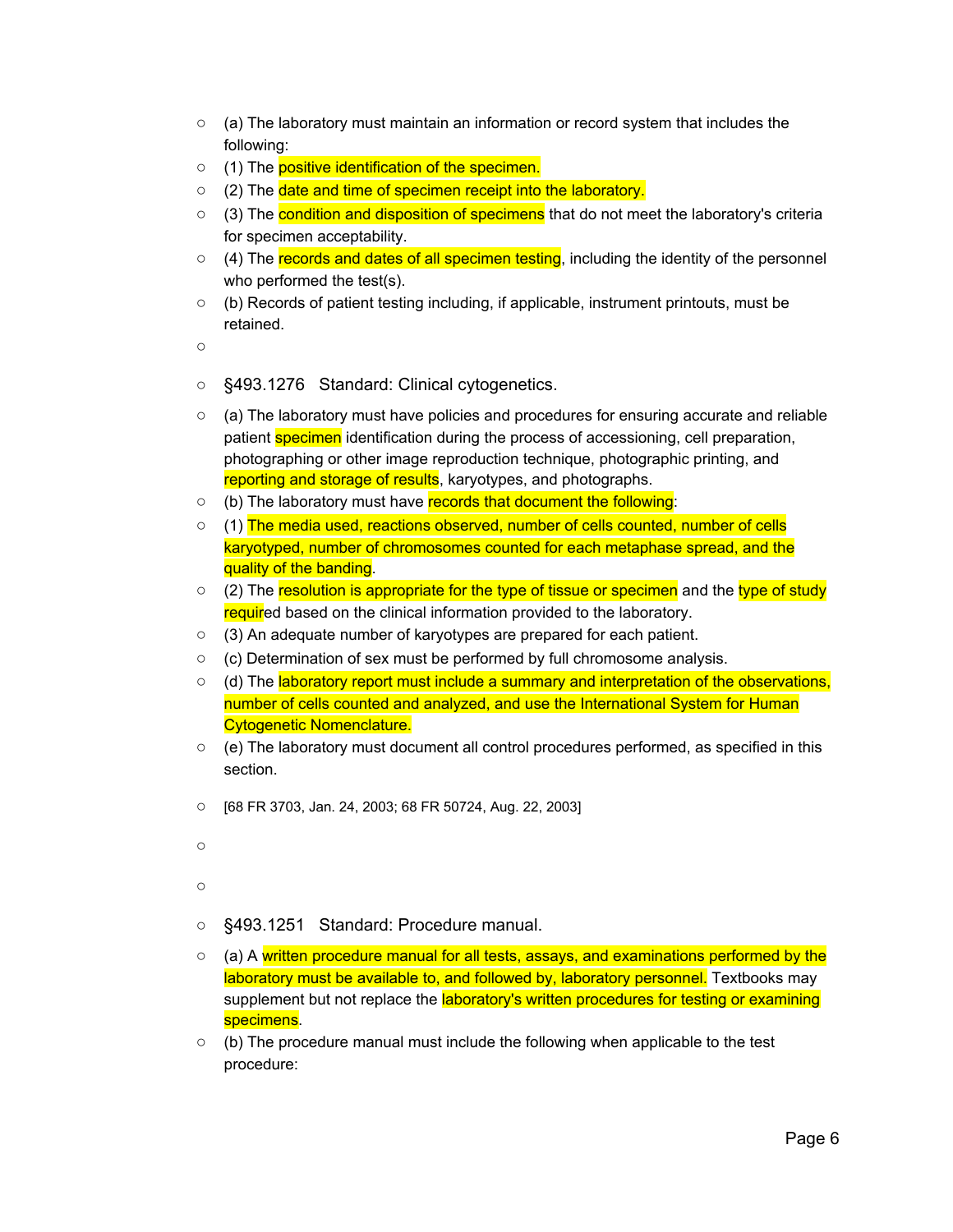- (a) The laboratory must maintain an information or record system that includes the following:
- (1) The positive identification of the specimen.
- (2) The date and time of specimen receipt into the laboratory.
- (3) The condition and disposition of specimens that do not meet the laboratory's criteria for specimen acceptability.
- (4) The records and dates of all specimen testing, including the identity of the personnel who performed the test(s).
- (b) Records of patient testing including, if applicable, instrument printouts, must be retained.

- §493.1276 Standard: Clinical cytogenetics.
- (a) The laboratory must have policies and procedures for ensuring accurate and reliable patient specimen identification during the process of accessioning, cell preparation, photographing or other image reproduction technique, photographic printing, and reporting and storage of results, karyotypes, and photographs.
- (b) The laboratory must have records that document the following:
- (1) The media used, reactions observed, number of cells counted, number of cells karyotyped, number of chromosomes counted for each metaphase spread, and the quality of the banding.
- (2) The resolution is appropriate for the type of tissue or specimen and the type of study required based on the clinical information provided to the laboratory.
- (3) An adequate number of karyotypes are prepared for each patient.
- (c) Determination of sex must be performed by full chromosome analysis.
- (d) The laboratory report must include a summary and interpretation of the observations, number of cells counted and analyzed, and use the International System for Human Cytogenetic Nomenclature.
- (e) The laboratory must document all control procedures performed, as specified in this section.
- [68 FR 3703, Jan. 24, 2003; 68 FR 50724, Aug. 22, 2003]

- §493.1251 Standard: Procedure manual.
- (a) A written procedure manual for all tests, assays, and examinations performed by the laboratory must be available to, and followed by, laboratory personnel. Textbooks may supplement but not replace the laboratory's written procedures for testing or examining specimens.
- (b) The procedure manual must include the following when applicable to the test procedure: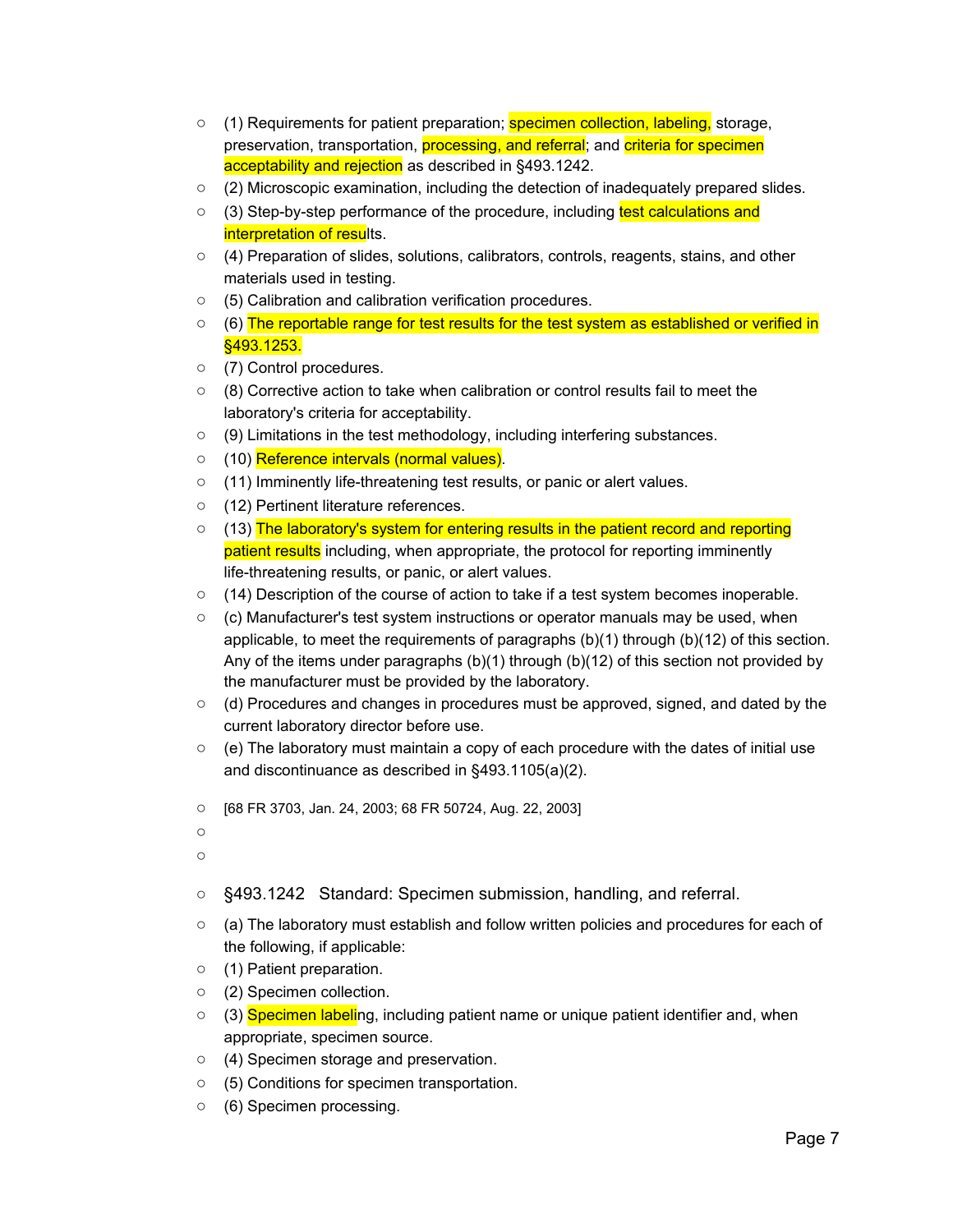- (1) Requirements for patient preparation; specimen collection, labeling, storage, preservation, transportation, processing, and referral; and criteria for specimen acceptability and rejection as described in §493.1242.
- (2) Microscopic examination, including the detection of inadequately prepared slides.
- (3) Step-by-step performance of the procedure, including test calculations and interpretation of results.
- (4) Preparation of slides, solutions, calibrators, controls, reagents, stains, and other materials used in testing.
- (5) Calibration and calibration verification procedures.
- (6) The reportable range for test results for the test system as established or verified in §493.1253.
- (7) Control procedures.
- (8) Corrective action to take when calibration or control results fail to meet the laboratory's criteria for acceptability.
- (9) Limitations in the test methodology, including interfering substances.
- (10) Reference intervals (normal values).
- (11) Imminently life-threatening test results, or panic or alert values.
- (12) Pertinent literature references.
- (13) The laboratory's system for entering results in the patient record and reporting patient results including, when appropriate, the protocol for reporting imminently life-threatening results, or panic, or alert values.
- (14) Description of the course of action to take if a test system becomes inoperable.
- (c) Manufacturer's test system instructions or operator manuals may be used, when applicable, to meet the requirements of paragraphs (b)(1) through (b)(12) of this section. Any of the items under paragraphs (b)(1) through (b)(12) of this section not provided by the manufacturer must be provided by the laboratory.
- (d) Procedures and changes in procedures must be approved, signed, and dated by the current laboratory director before use.
- (e) The laboratory must maintain a copy of each procedure with the dates of initial use and discontinuance as described in §493.1105(a)(2).
- [68 FR 3703, Jan. 24, 2003; 68 FR 50724, Aug. 22, 2003]

- §493.1242 Standard: Specimen submission, handling, and referral.
- (a) The laboratory must establish and follow written policies and procedures for each of the following, if applicable:
- (1) Patient preparation.
- (2) Specimen collection.
- (3) Specimen labeling, including patient name or unique patient identifier and, when appropriate, specimen source.
- (4) Specimen storage and preservation.
- (5) Conditions for specimen transportation.
- (6) Specimen processing.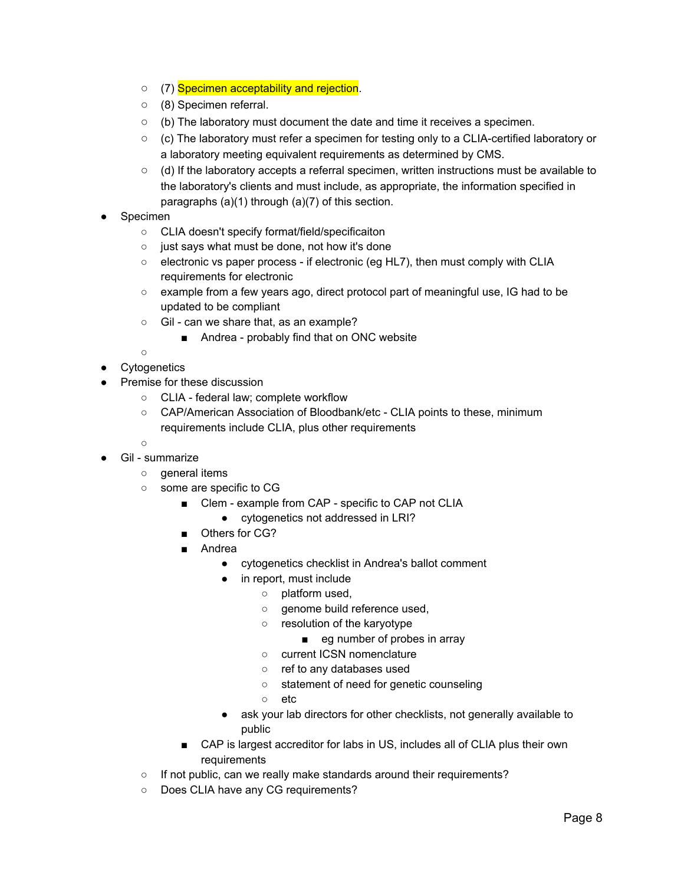- (7) Specimen acceptability and rejection.
- (8) Specimen referral.
- (b) The laboratory must document the date and time it receives a specimen.
- (c) The laboratory must refer a specimen for testing only to a CLIA-certified laboratory or a laboratory meeting equivalent requirements as determined by CMS.
- (d) If the laboratory accepts a referral specimen, written instructions must be available to the laboratory's clients and must include, as appropriate, the information specified in paragraphs (a)(1) through (a)(7) of this section.

- Specimen
  - CLIA doesn't specify format/field/specificaiton
  - just says what must be done, not how it's done
  - electronic vs paper process - if electronic (eg HL7), then must comply with CLIA requirements for electronic
  - example from a few years ago, direct protocol part of meaningful use, IG had to be updated to be compliant
  - Gil - can we share that, as an example?
    - Andrea - probably find that on ONC website
  -
- Cytogenetics
- Premise for these discussion
  - CLIA - federal law; complete workflow
  - CAP/American Association of Bloodbank/etc - CLIA points to these, minimum requirements include CLIA, plus other requirements
  -
- Gil - summarize
  - general items
  - some are specific to CG
    - Clem - example from CAP - specific to CAP not CLIA
      - cytogenetics not addressed in LRI?
    - Others for CG?
    - Andrea
      - cytogenetics checklist in Andrea's ballot comment
      - in report, must include
        - platform used,
        - genome build reference used,
        - resolution of the karyotype
          - eg number of probes in array
        - current ICSN nomenclature
        - ref to any databases used
        - statement of need for genetic counseling
        - etc
      - ask your lab directors for other checklists, not generally available to public
    - CAP is largest accreditor for labs in US, includes all of CLIA plus their own requirements
  - If not public, can we really make standards around their requirements?
  - Does CLIA have any CG requirements?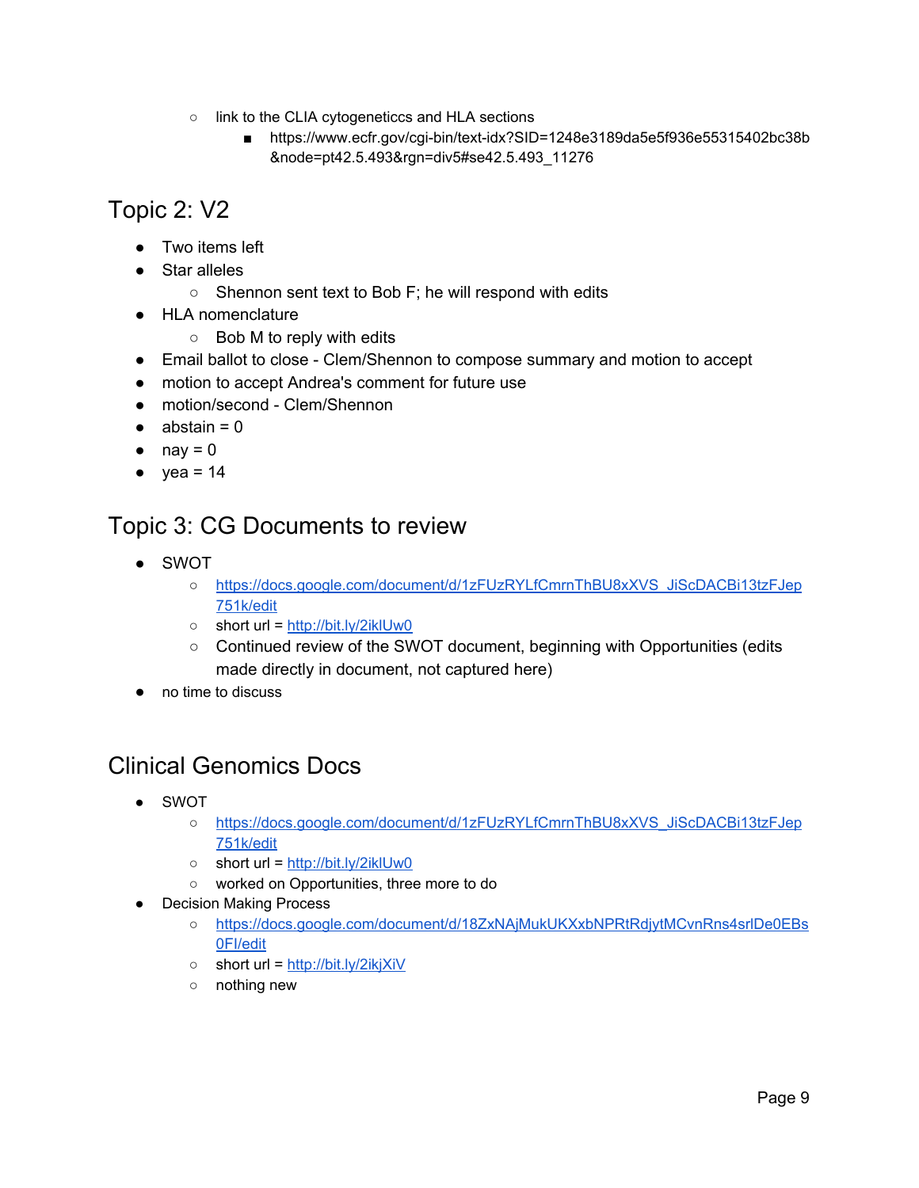- link to the CLIA cytogeneticcs and HLA sections
        - https://www.ecfr.gov/cgi-bin/text-idx?SID=1248e3189da5e5f936e55315402bc38b&node=pt42.5.493&rgn=div5#se42.5.493_11276

## Topic 2: V2

- Two items left
- Star alleles
    - Shennon sent text to Bob F; he will respond with edits
- HLA nomenclature
    - Bob M to reply with edits
- Email ballot to close - Clem/Shennon to compose summary and motion to accept
- motion to accept Andrea's comment for future use
- motion/second - Clem/Shennon
- abstain = 0
- nay = 0
- yea = 14

## Topic 3: CG Documents to review

- SWOT
    - https://docs.google.com/document/d/1zFUzRYLfCmrnThBU8xXVS_JiScDACBi13tzFJep751k/edit
    - short url = http://bit.ly/2iklUw0
    - Continued review of the SWOT document, beginning with Opportunities (edits made directly in document, not captured here)
- no time to discuss

## Clinical Genomics Docs

- SWOT
    - https://docs.google.com/document/d/1zFUzRYLfCmrnThBU8xXVS_JiScDACBi13tzFJep751k/edit
    - short url = http://bit.ly/2iklUw0
    - worked on Opportunities, three more to do
- Decision Making Process
    - https://docs.google.com/document/d/18ZxNAjMukUKXxbNPRtRdjytMCvnRns4srlDe0EBs0FI/edit
    - short url = http://bit.ly/2ikjXiV
    - nothing new